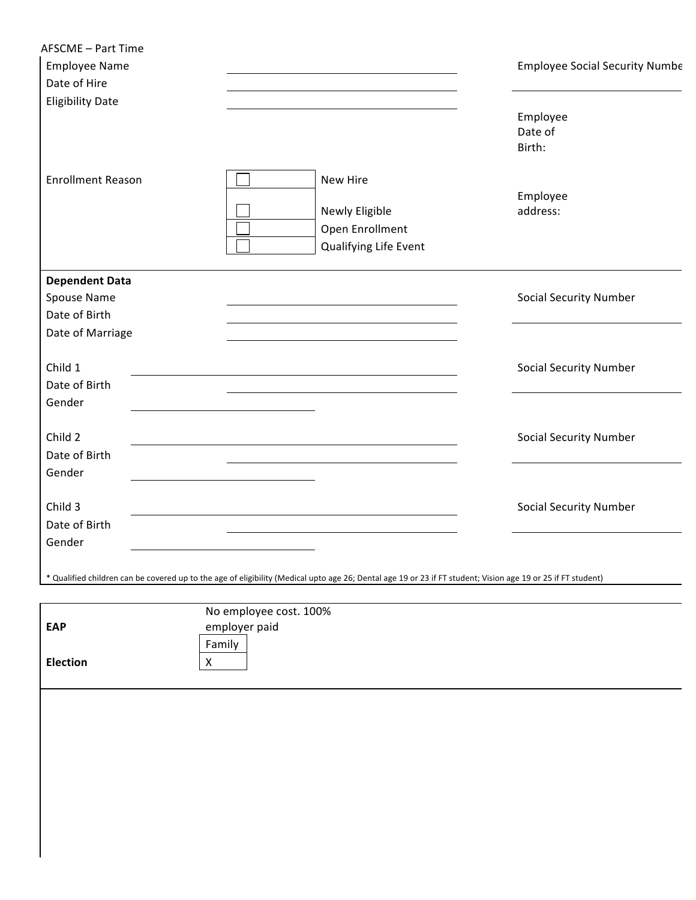AFSCME – Part Time

Employee Name ______________________ Employee Social Security Numbe

Date of Hire ______________________

Eligibility Date ______________________

Employee Date of Birth:

Enrollment Reason

- ☐ New Hire
- ☐ Newly Eligible
- ☐ Open Enrollment
- ☐ Qualifying Life Event

Employee address:

**Dependent Data**

Spouse Name ______________________ Social Security Number ______________________

Date of Birth ______________________

Date of Marriage ______________________

Child 1 ______________________ Social Security Number ______________________

Date of Birth ______________________

Gender ______________________

Child 2 ______________________ Social Security Number ______________________

Date of Birth ______________________

Gender ______________________

Child 3 ______________________ Social Security Number ______________________

Date of Birth ______________________

Gender ______________________

* Qualified children can be covered up to the age of eligibility (Medical upto age 26; Dental age 19 or 23 if FT student; Vision age 19 or 25 if FT student)

| | |
|---|---|
| **EAP** | No employee cost. 100% employer paid |
| | Family |
| **Election** | X |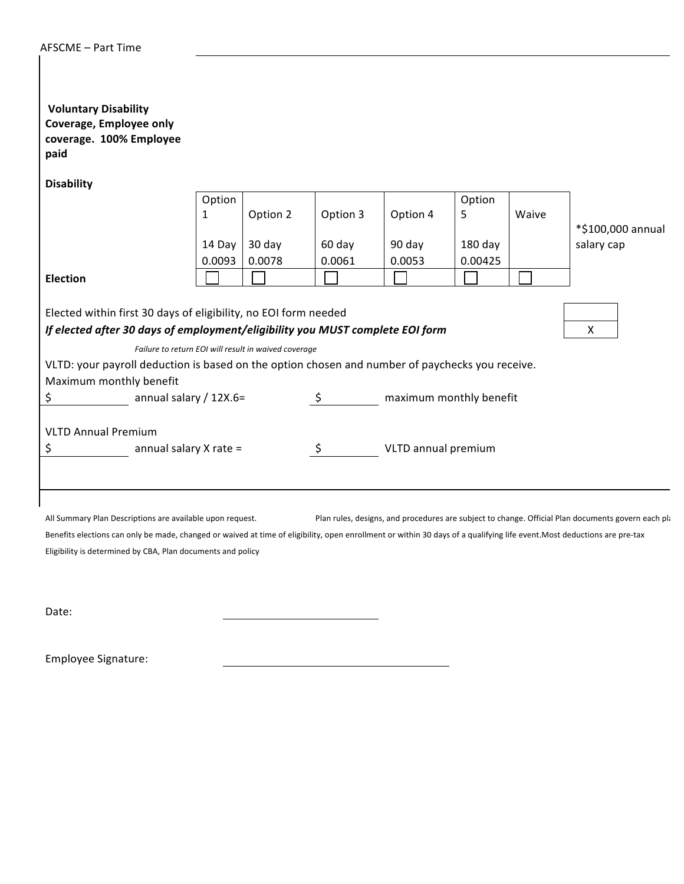AFSCME – Part Time

**Voluntary Disability Coverage, Employee only coverage. 100% Employee paid**

**Disability**

| | Option 1 | Option 2 | Option 3 | Option 4 | Option 5 | Waive | |
|---|---|---|---|---|---|---|---|
| | 14 Day | 30 day | 60 day | 90 day | 180 day | | *$100,000 annual salary cap |
| | 0.0093 | 0.0078 | 0.0061 | 0.0053 | 0.00425 | | |
| **Election** | ☐ | ☐ | ☐ | ☐ | ☐ | ☐ | |

Elected within first 30 days of eligibility, no EOI form needed

***If elected after 30 days of employment/eligibility you MUST complete EOI form*** X

*Failure to return EOI will result in waived coverage*

VLTD: your payroll deduction is based on the option chosen and number of paychecks you receive.

Maximum monthly benefit

$ __________ annual salary / 12X.6= $ __________ maximum monthly benefit

VLTD Annual Premium

$ __________ annual salary X rate = $ __________ VLTD annual premium

All Summary Plan Descriptions are available upon request. Plan rules, designs, and procedures are subject to change. Official Plan documents govern each pl

Benefits elections can only be made, changed or waived at time of eligibility, open enrollment or within 30 days of a qualifying life event.Most deductions are pre-tax

Eligibility is determined by CBA, Plan documents and policy

Date: ______________________

Employee Signature: ______________________